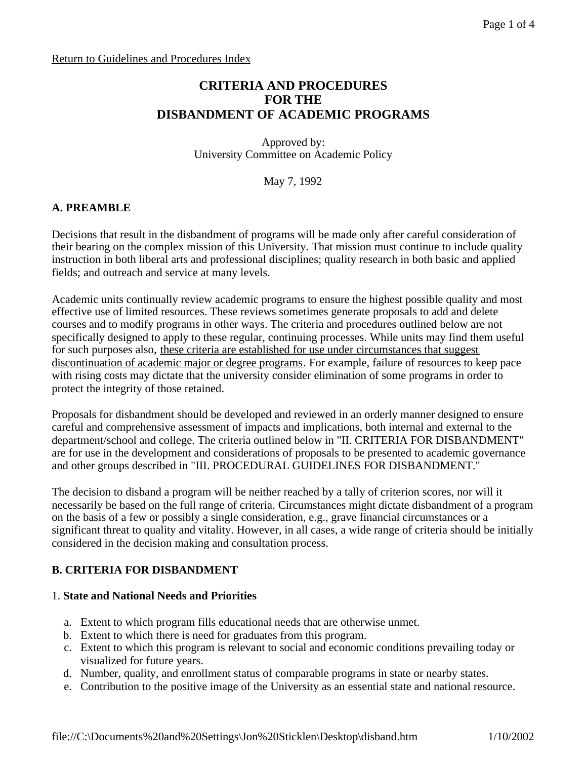Return to Guidelines and Procedures Index

# CRITERIA AND PROCEDURES FOR THE DISBANDMENT OF ACADEMIC PROGRAMS

Approved by:
University Committee on Academic Policy

May 7, 1992

## A. PREAMBLE

Decisions that result in the disbandment of programs will be made only after careful consideration of their bearing on the complex mission of this University. That mission must continue to include quality instruction in both liberal arts and professional disciplines; quality research in both basic and applied fields; and outreach and service at many levels.

Academic units continually review academic programs to ensure the highest possible quality and most effective use of limited resources. These reviews sometimes generate proposals to add and delete courses and to modify programs in other ways. The criteria and procedures outlined below are not specifically designed to apply to these regular, continuing processes. While units may find them useful for such purposes also, these criteria are established for use under circumstances that suggest discontinuation of academic major or degree programs. For example, failure of resources to keep pace with rising costs may dictate that the university consider elimination of some programs in order to protect the integrity of those retained.

Proposals for disbandment should be developed and reviewed in an orderly manner designed to ensure careful and comprehensive assessment of impacts and implications, both internal and external to the department/school and college. The criteria outlined below in "II. CRITERIA FOR DISBANDMENT" are for use in the development and considerations of proposals to be presented to academic governance and other groups described in "III. PROCEDURAL GUIDELINES FOR DISBANDMENT."

The decision to disband a program will be neither reached by a tally of criterion scores, nor will it necessarily be based on the full range of criteria. Circumstances might dictate disbandment of a program on the basis of a few or possibly a single consideration, e.g., grave financial circumstances or a significant threat to quality and vitality. However, in all cases, a wide range of criteria should be initially considered in the decision making and consultation process.

## B. CRITERIA FOR DISBANDMENT

1. **State and National Needs and Priorities**

   a. Extent to which program fills educational needs that are otherwise unmet.
   b. Extent to which there is need for graduates from this program.
   c. Extent to which this program is relevant to social and economic conditions prevailing today or visualized for future years.
   d. Number, quality, and enrollment status of comparable programs in state or nearby states.
   e. Contribution to the positive image of the University as an essential state and national resource.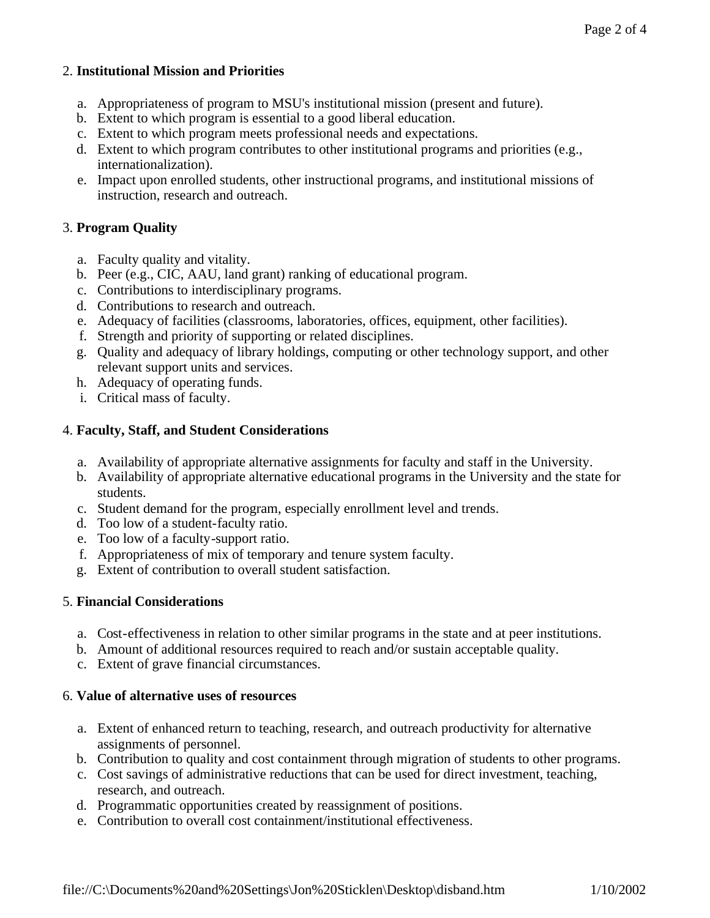2. **Institutional Mission and Priorities**

    a. Appropriateness of program to MSU's institutional mission (present and future).
    b. Extent to which program is essential to a good liberal education.
    c. Extent to which program meets professional needs and expectations.
    d. Extent to which program contributes to other institutional programs and priorities (e.g., internationalization).
    e. Impact upon enrolled students, other instructional programs, and institutional missions of instruction, research and outreach.

3. **Program Quality**

    a. Faculty quality and vitality.
    b. Peer (e.g., CIC, AAU, land grant) ranking of educational program.
    c. Contributions to interdisciplinary programs.
    d. Contributions to research and outreach.
    e. Adequacy of facilities (classrooms, laboratories, offices, equipment, other facilities).
    f. Strength and priority of supporting or related disciplines.
    g. Quality and adequacy of library holdings, computing or other technology support, and other relevant support units and services.
    h. Adequacy of operating funds.
    i. Critical mass of faculty.

4. **Faculty, Staff, and Student Considerations**

    a. Availability of appropriate alternative assignments for faculty and staff in the University.
    b. Availability of appropriate alternative educational programs in the University and the state for students.
    c. Student demand for the program, especially enrollment level and trends.
    d. Too low of a student-faculty ratio.
    e. Too low of a faculty-support ratio.
    f. Appropriateness of mix of temporary and tenure system faculty.
    g. Extent of contribution to overall student satisfaction.

5. **Financial Considerations**

    a. Cost-effectiveness in relation to other similar programs in the state and at peer institutions.
    b. Amount of additional resources required to reach and/or sustain acceptable quality.
    c. Extent of grave financial circumstances.

6. **Value of alternative uses of resources**

    a. Extent of enhanced return to teaching, research, and outreach productivity for alternative assignments of personnel.
    b. Contribution to quality and cost containment through migration of students to other programs.
    c. Cost savings of administrative reductions that can be used for direct investment, teaching, research, and outreach.
    d. Programmatic opportunities created by reassignment of positions.
    e. Contribution to overall cost containment/institutional effectiveness.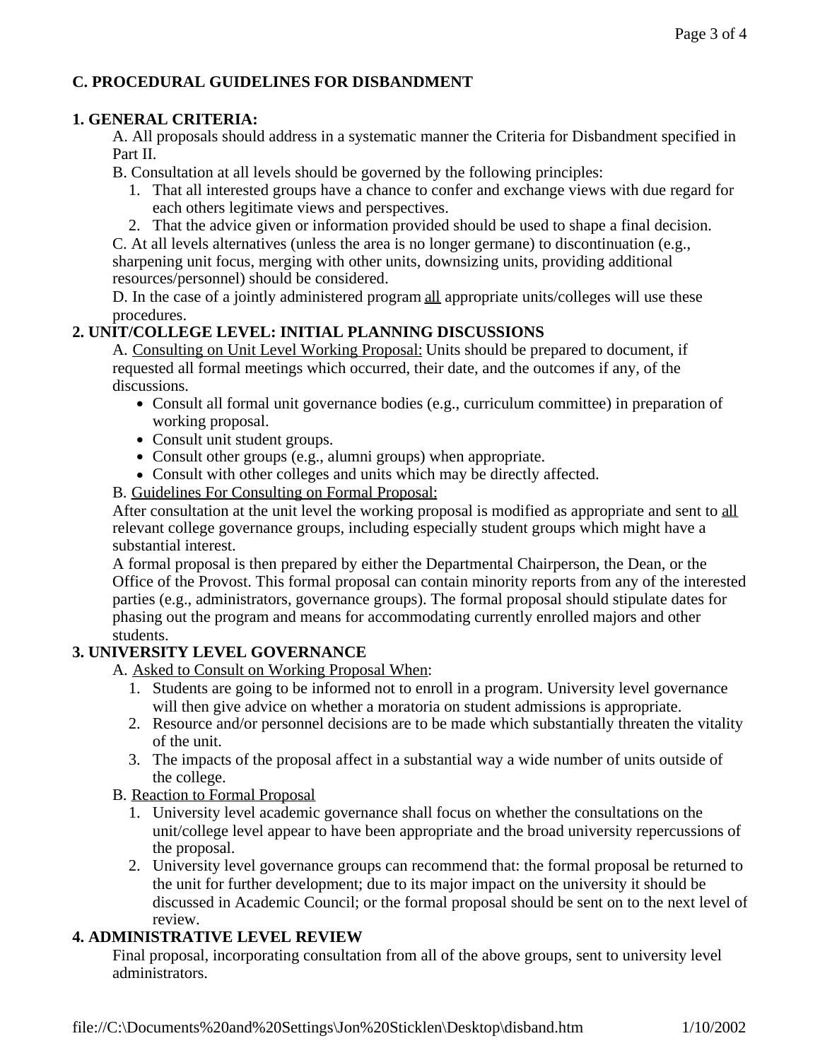## C. PROCEDURAL GUIDELINES FOR DISBANDMENT

### 1. GENERAL CRITERIA:

A. All proposals should address in a systematic manner the Criteria for Disbandment specified in Part II.

B. Consultation at all levels should be governed by the following principles:

1. That all interested groups have a chance to confer and exchange views with due regard for each others legitimate views and perspectives.
2. That the advice given or information provided should be used to shape a final decision.

C. At all levels alternatives (unless the area is no longer germane) to discontinuation (e.g., sharpening unit focus, merging with other units, downsizing units, providing additional resources/personnel) should be considered.

D. In the case of a jointly administered program <u>all</u> appropriate units/colleges will use these procedures.

### 2. UNIT/COLLEGE LEVEL: INITIAL PLANNING DISCUSSIONS

A. <u>Consulting on Unit Level Working Proposal:</u> Units should be prepared to document, if requested all formal meetings which occurred, their date, and the outcomes if any, of the discussions.

- Consult all formal unit governance bodies (e.g., curriculum committee) in preparation of working proposal.
- Consult unit student groups.
- Consult other groups (e.g., alumni groups) when appropriate.
- Consult with other colleges and units which may be directly affected.

B. <u>Guidelines For Consulting on Formal Proposal:</u>

After consultation at the unit level the working proposal is modified as appropriate and sent to <u>all</u> relevant college governance groups, including especially student groups which might have a substantial interest.

A formal proposal is then prepared by either the Departmental Chairperson, the Dean, or the Office of the Provost. This formal proposal can contain minority reports from any of the interested parties (e.g., administrators, governance groups). The formal proposal should stipulate dates for phasing out the program and means for accommodating currently enrolled majors and other students.

### 3. UNIVERSITY LEVEL GOVERNANCE

A. <u>Asked to Consult on Working Proposal When</u>:

1. Students are going to be informed not to enroll in a program. University level governance will then give advice on whether a moratoria on student admissions is appropriate.
2. Resource and/or personnel decisions are to be made which substantially threaten the vitality of the unit.
3. The impacts of the proposal affect in a substantial way a wide number of units outside of the college.

B. <u>Reaction to Formal Proposal</u>

1. University level academic governance shall focus on whether the consultations on the unit/college level appear to have been appropriate and the broad university repercussions of the proposal.
2. University level governance groups can recommend that: the formal proposal be returned to the unit for further development; due to its major impact on the university it should be discussed in Academic Council; or the formal proposal should be sent on to the next level of review.

### 4. ADMINISTRATIVE LEVEL REVIEW

Final proposal, incorporating consultation from all of the above groups, sent to university level administrators.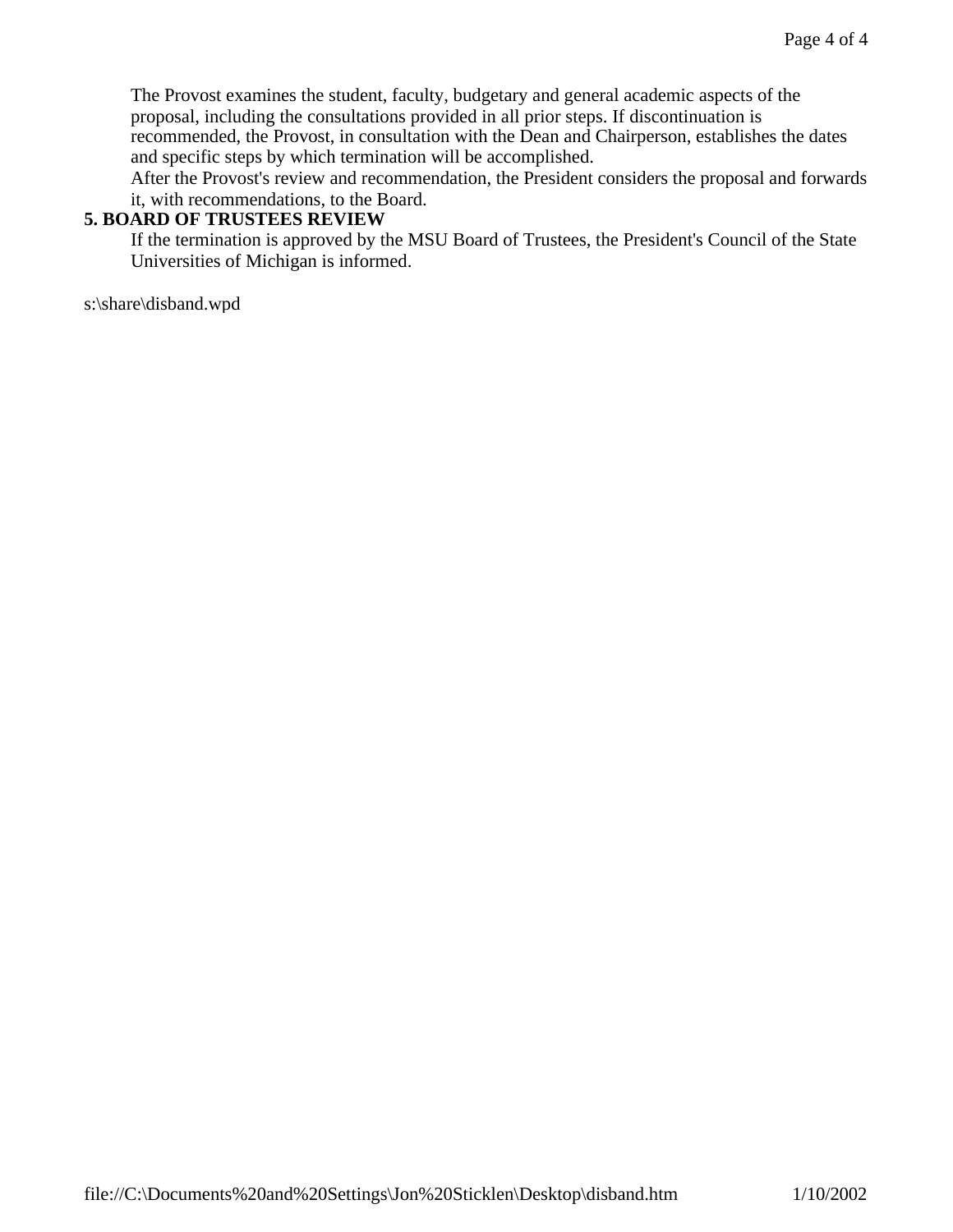The Provost examines the student, faculty, budgetary and general academic aspects of the proposal, including the consultations provided in all prior steps. If discontinuation is recommended, the Provost, in consultation with the Dean and Chairperson, establishes the dates and specific steps by which termination will be accomplished.

After the Provost's review and recommendation, the President considers the proposal and forwards it, with recommendations, to the Board.

**5. BOARD OF TRUSTEES REVIEW**

If the termination is approved by the MSU Board of Trustees, the President's Council of the State Universities of Michigan is informed.

s:\share\disband.wpd